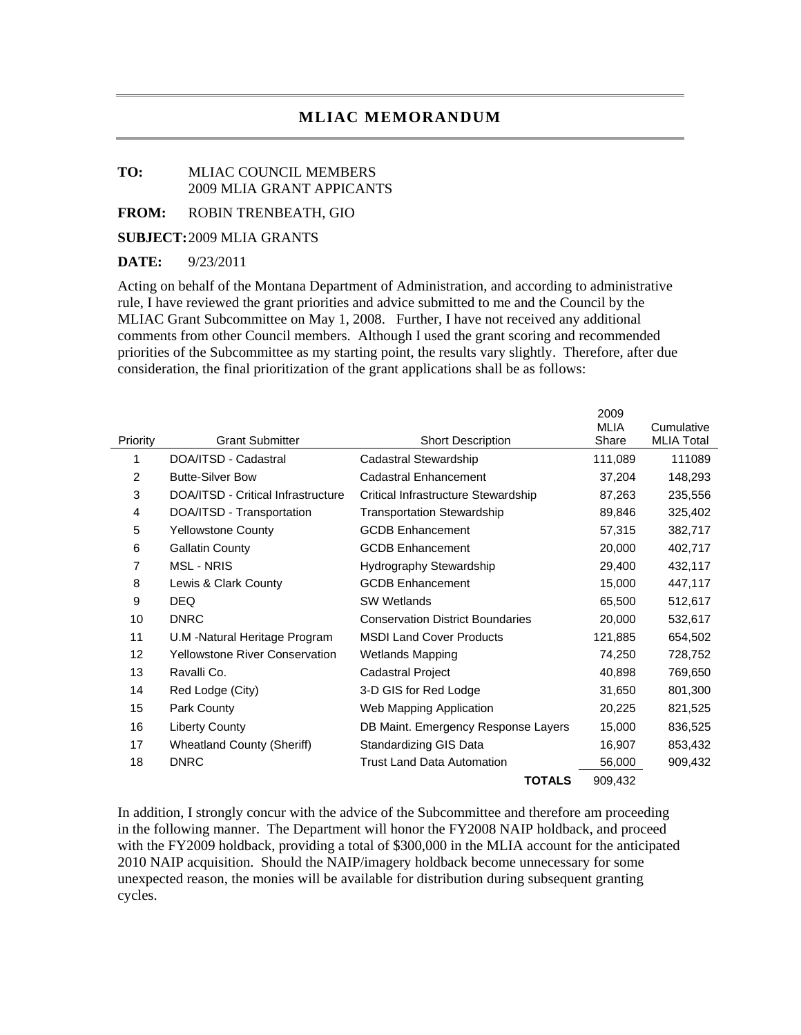# MLIAC MEMORANDUM

**TO:** MLIAC COUNCIL MEMBERS
2009 MLIA GRANT APPICANTS

**FROM:** ROBIN TRENBEATH, GIO

**SUBJECT:** 2009 MLIA GRANTS

**DATE:** 9/23/2011

Acting on behalf of the Montana Department of Administration, and according to administrative rule, I have reviewed the grant priorities and advice submitted to me and the Council by the MLIAC Grant Subcommittee on May 1, 2008. Further, I have not received any additional comments from other Council members. Although I used the grant scoring and recommended priorities of the Subcommittee as my starting point, the results vary slightly. Therefore, after due consideration, the final prioritization of the grant applications shall be as follows:

| Priority | Grant Submitter | Short Description | 2009 MLIA Share | Cumulative MLIA Total |
|---|---|---|---|---|
| 1 | DOA/ITSD - Cadastral | Cadastral Stewardship | 111,089 | 111089 |
| 2 | Butte-Silver Bow | Cadastral Enhancement | 37,204 | 148,293 |
| 3 | DOA/ITSD - Critical Infrastructure | Critical Infrastructure Stewardship | 87,263 | 235,556 |
| 4 | DOA/ITSD - Transportation | Transportation Stewardship | 89,846 | 325,402 |
| 5 | Yellowstone County | GCDB Enhancement | 57,315 | 382,717 |
| 6 | Gallatin County | GCDB Enhancement | 20,000 | 402,717 |
| 7 | MSL - NRIS | Hydrography Stewardship | 29,400 | 432,117 |
| 8 | Lewis & Clark County | GCDB Enhancement | 15,000 | 447,117 |
| 9 | DEQ | SW Wetlands | 65,500 | 512,617 |
| 10 | DNRC | Conservation District Boundaries | 20,000 | 532,617 |
| 11 | U.M -Natural Heritage Program | MSDI Land Cover Products | 121,885 | 654,502 |
| 12 | Yellowstone River Conservation | Wetlands Mapping | 74,250 | 728,752 |
| 13 | Ravalli Co. | Cadastral Project | 40,898 | 769,650 |
| 14 | Red Lodge (City) | 3-D GIS for Red Lodge | 31,650 | 801,300 |
| 15 | Park County | Web Mapping Application | 20,225 | 821,525 |
| 16 | Liberty County | DB Maint. Emergency Response Layers | 15,000 | 836,525 |
| 17 | Wheatland County (Sheriff) | Standardizing GIS Data | 16,907 | 853,432 |
| 18 | DNRC | Trust Land Data Automation | 56,000 | 909,432 |
| | | **TOTALS** | 909,432 | |

In addition, I strongly concur with the advice of the Subcommittee and therefore am proceeding in the following manner. The Department will honor the FY2008 NAIP holdback, and proceed with the FY2009 holdback, providing a total of $300,000 in the MLIA account for the anticipated 2010 NAIP acquisition. Should the NAIP/imagery holdback become unnecessary for some unexpected reason, the monies will be available for distribution during subsequent granting cycles.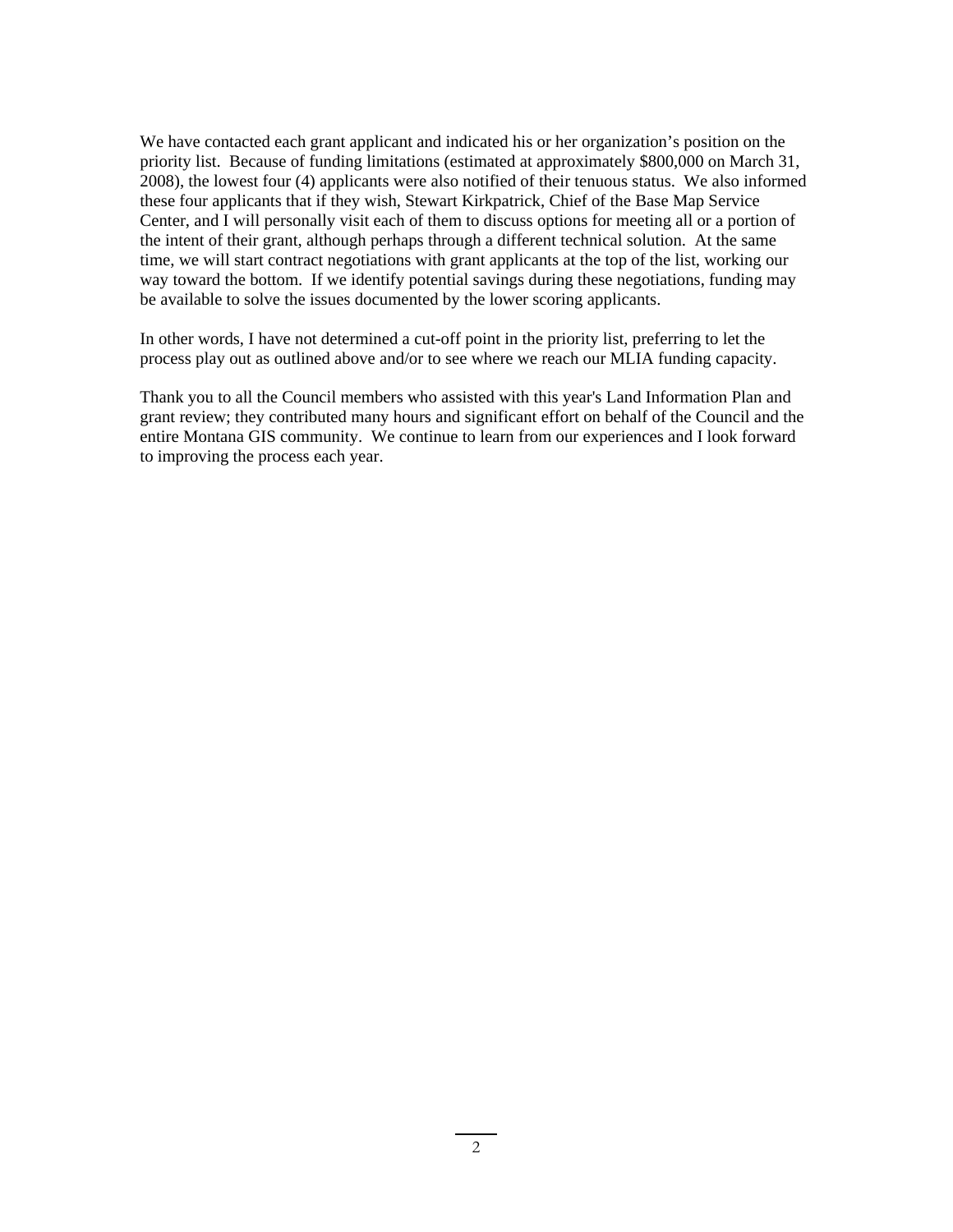We have contacted each grant applicant and indicated his or her organization's position on the priority list. Because of funding limitations (estimated at approximately $800,000 on March 31, 2008), the lowest four (4) applicants were also notified of their tenuous status. We also informed these four applicants that if they wish, Stewart Kirkpatrick, Chief of the Base Map Service Center, and I will personally visit each of them to discuss options for meeting all or a portion of the intent of their grant, although perhaps through a different technical solution. At the same time, we will start contract negotiations with grant applicants at the top of the list, working our way toward the bottom. If we identify potential savings during these negotiations, funding may be available to solve the issues documented by the lower scoring applicants.

In other words, I have not determined a cut-off point in the priority list, preferring to let the process play out as outlined above and/or to see where we reach our MLIA funding capacity.

Thank you to all the Council members who assisted with this year's Land Information Plan and grant review; they contributed many hours and significant effort on behalf of the Council and the entire Montana GIS community. We continue to learn from our experiences and I look forward to improving the process each year.